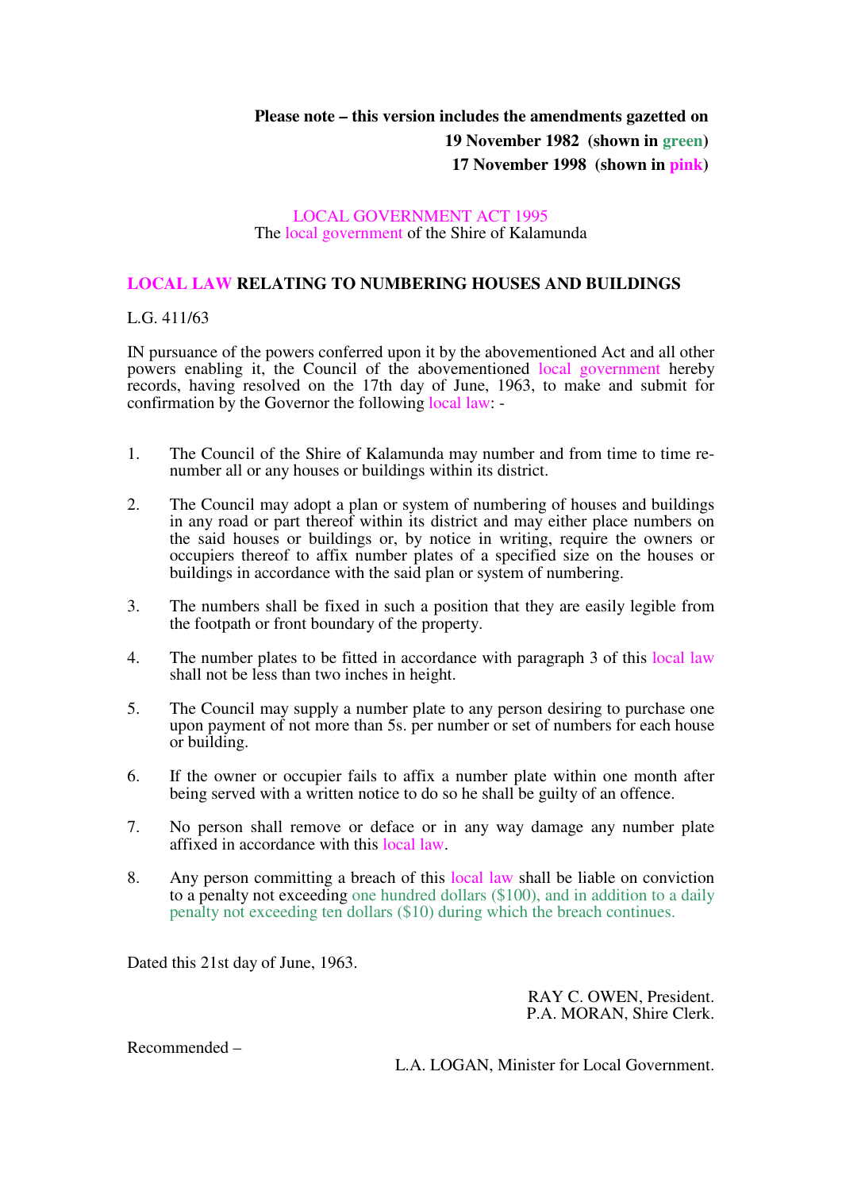**Please note – this version includes the amendments gazetted on**
**19 November 1982 (shown in green)**
**17 November 1998 (shown in pink)**

LOCAL GOVERNMENT ACT 1995
The local government of the Shire of Kalamunda

## LOCAL LAW RELATING TO NUMBERING HOUSES AND BUILDINGS

L.G. 411/63

IN pursuance of the powers conferred upon it by the abovementioned Act and all other powers enabling it, the Council of the abovementioned local government hereby records, having resolved on the 17th day of June, 1963, to make and submit for confirmation by the Governor the following local law: -

1. The Council of the Shire of Kalamunda may number and from time to time re-number all or any houses or buildings within its district.

2. The Council may adopt a plan or system of numbering of houses and buildings in any road or part thereof within its district and may either place numbers on the said houses or buildings or, by notice in writing, require the owners or occupiers thereof to affix number plates of a specified size on the houses or buildings in accordance with the said plan or system of numbering.

3. The numbers shall be fixed in such a position that they are easily legible from the footpath or front boundary of the property.

4. The number plates to be fitted in accordance with paragraph 3 of this local law shall not be less than two inches in height.

5. The Council may supply a number plate to any person desiring to purchase one upon payment of not more than 5s. per number or set of numbers for each house or building.

6. If the owner or occupier fails to affix a number plate within one month after being served with a written notice to do so he shall be guilty of an offence.

7. No person shall remove or deface or in any way damage any number plate affixed in accordance with this local law.

8. Any person committing a breach of this local law shall be liable on conviction to a penalty not exceeding one hundred dollars ($100), and in addition to a daily penalty not exceeding ten dollars ($10) during which the breach continues.

Dated this 21st day of June, 1963.

RAY C. OWEN, President.
P.A. MORAN, Shire Clerk.

Recommended –

L.A. LOGAN, Minister for Local Government.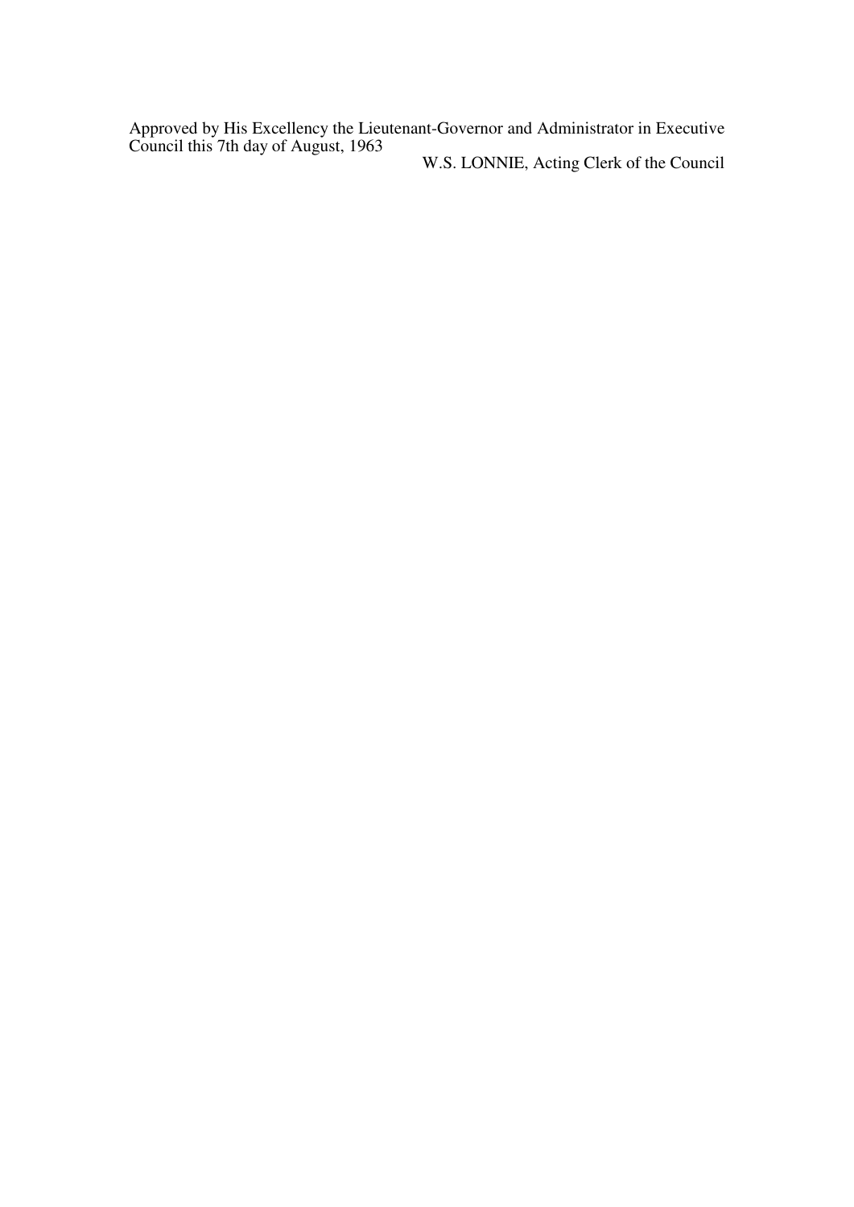Approved by His Excellency the Lieutenant-Governor and Administrator in Executive Council this 7th day of August, 1963

W.S. LONNIE, Acting Clerk of the Council